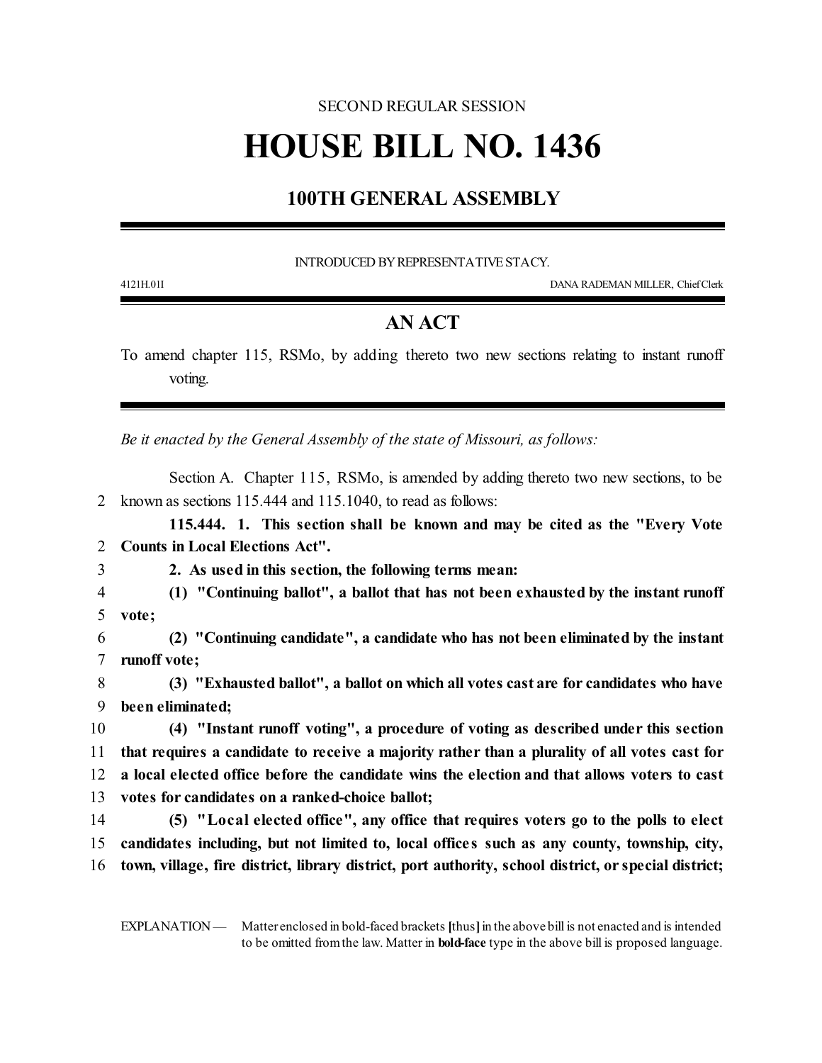SECOND REGULAR SESSION

# HOUSE BILL NO. 1436

## 100TH GENERAL ASSEMBLY

INTRODUCED BY REPRESENTATIVE STACY.

4121H.01I DANA RADEMAN MILLER, Chief Clerk

## AN ACT

To amend chapter 115, RSMo, by adding thereto two new sections relating to instant runoff voting.

*Be it enacted by the General Assembly of the state of Missouri, as follows:*

Section A. Chapter 115, RSMo, is amended by adding thereto two new sections, to be
2 known as sections 115.444 and 115.1040, to read as follows:

**115.444. 1. This section shall be known and may be cited as the "Every Vote**
2 **Counts in Local Elections Act".**
3 **2. As used in this section, the following terms mean:**
4 **(1) "Continuing ballot", a ballot that has not been exhausted by the instant runoff**
5 **vote;**
6 **(2) "Continuing candidate", a candidate who has not been eliminated by the instant**
7 **runoff vote;**
8 **(3) "Exhausted ballot", a ballot on which all votes cast are for candidates who have**
9 **been eliminated;**
10 **(4) "Instant runoff voting", a procedure of voting as described under this section**
11 **that requires a candidate to receive a majority rather than a plurality of all votes cast for**
12 **a local elected office before the candidate wins the election and that allows voters to cast**
13 **votes for candidates on a ranked-choice ballot;**
14 **(5) "Local elected office", any office that requires voters go to the polls to elect**
15 **candidates including, but not limited to, local offices such as any county, township, city,**
16 **town, village, fire district, library district, port authority, school district, or special district;**

EXPLANATION — Matter enclosed in bold-faced brackets **[**thus**]** in the above bill is not enacted and is intended to be omitted from the law. Matter in **bold-face** type in the above bill is proposed language.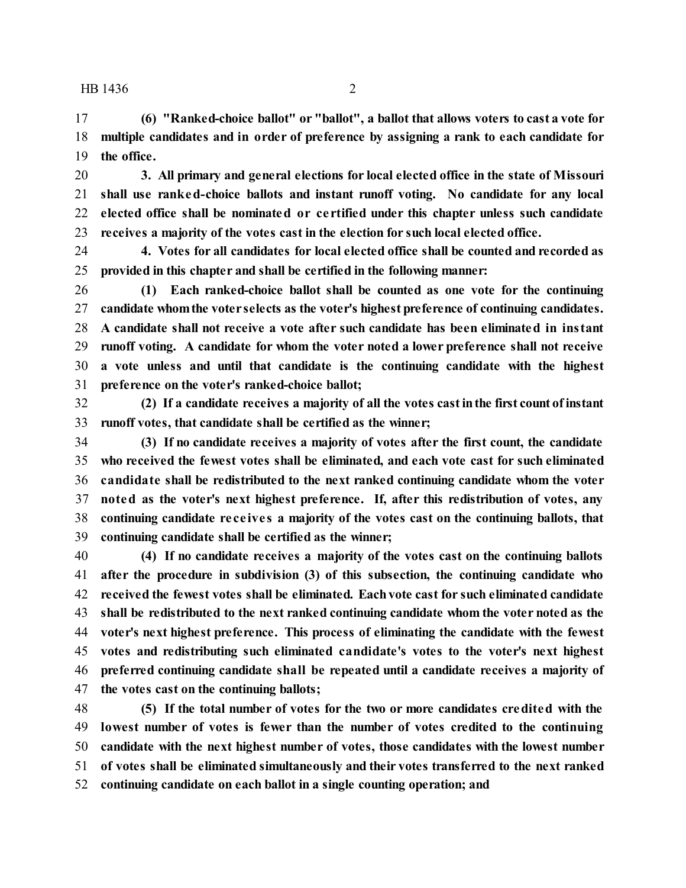**(6) "Ranked-choice ballot" or "ballot", a ballot that allows voters to cast a vote for multiple candidates and in order of preference by assigning a rank to each candidate for the office.**

**3. All primary and general elections for local elected office in the state of Missouri shall use ranked-choice ballots and instant runoff voting. No candidate for any local elected office shall be nominated or certified under this chapter unless such candidate receives a majority of the votes cast in the election for such local elected office.**

**4. Votes for all candidates for local elected office shall be counted and recorded as provided in this chapter and shall be certified in the following manner:**

**(1) Each ranked-choice ballot shall be counted as one vote for the continuing candidate whom the voter selects as the voter's highest preference of continuing candidates. A candidate shall not receive a vote after such candidate has been eliminated in instant runoff voting. A candidate for whom the voter noted a lower preference shall not receive a vote unless and until that candidate is the continuing candidate with the highest preference on the voter's ranked-choice ballot;**

**(2) If a candidate receives a majority of all the votes cast in the first count of instant runoff votes, that candidate shall be certified as the winner;**

**(3) If no candidate receives a majority of votes after the first count, the candidate who received the fewest votes shall be eliminated, and each vote cast for such eliminated candidate shall be redistributed to the next ranked continuing candidate whom the voter noted as the voter's next highest preference. If, after this redistribution of votes, any continuing candidate receives a majority of the votes cast on the continuing ballots, that continuing candidate shall be certified as the winner;**

**(4) If no candidate receives a majority of the votes cast on the continuing ballots after the procedure in subdivision (3) of this subsection, the continuing candidate who received the fewest votes shall be eliminated. Each vote cast for such eliminated candidate shall be redistributed to the next ranked continuing candidate whom the voter noted as the voter's next highest preference. This process of eliminating the candidate with the fewest votes and redistributing such eliminated candidate's votes to the voter's next highest preferred continuing candidate shall be repeated until a candidate receives a majority of the votes cast on the continuing ballots;**

**(5) If the total number of votes for the two or more candidates credited with the lowest number of votes is fewer than the number of votes credited to the continuing candidate with the next highest number of votes, those candidates with the lowest number of votes shall be eliminated simultaneously and their votes transferred to the next ranked continuing candidate on each ballot in a single counting operation; and**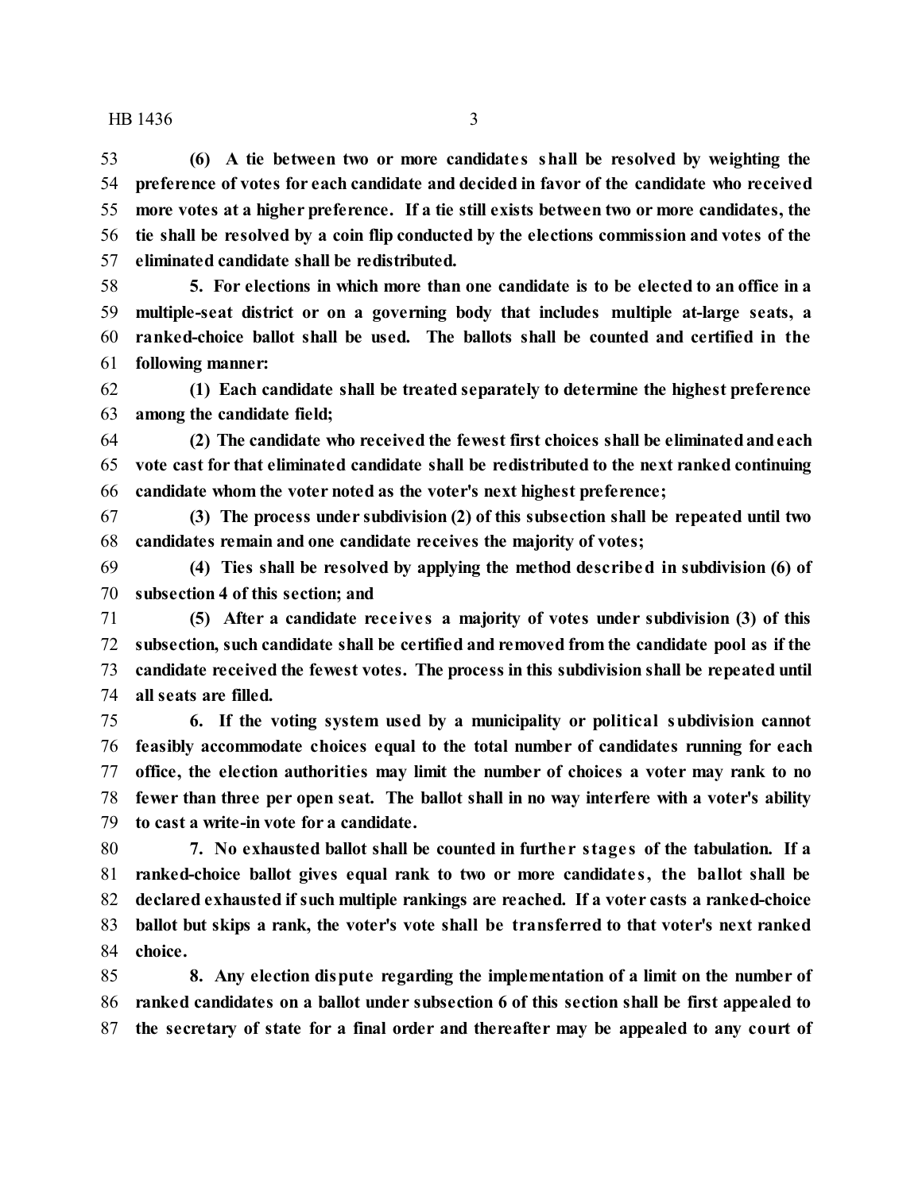**(6) A tie between two or more candidates shall be resolved by weighting the preference of votes for each candidate and decided in favor of the candidate who received more votes at a higher preference. If a tie still exists between two or more candidates, the tie shall be resolved by a coin flip conducted by the elections commission and votes of the eliminated candidate shall be redistributed.**

**5. For elections in which more than one candidate is to be elected to an office in a multiple-seat district or on a governing body that includes multiple at-large seats, a ranked-choice ballot shall be used. The ballots shall be counted and certified in the following manner:**

**(1) Each candidate shall be treated separately to determine the highest preference among the candidate field;**

**(2) The candidate who received the fewest first choices shall be eliminated and each vote cast for that eliminated candidate shall be redistributed to the next ranked continuing candidate whom the voter noted as the voter's next highest preference;**

**(3) The process under subdivision (2) of this subsection shall be repeated until two candidates remain and one candidate receives the majority of votes;**

**(4) Ties shall be resolved by applying the method described in subdivision (6) of subsection 4 of this section; and**

**(5) After a candidate receives a majority of votes under subdivision (3) of this subsection, such candidate shall be certified and removed from the candidate pool as if the candidate received the fewest votes. The process in this subdivision shall be repeated until all seats are filled.**

**6. If the voting system used by a municipality or political subdivision cannot feasibly accommodate choices equal to the total number of candidates running for each office, the election authorities may limit the number of choices a voter may rank to no fewer than three per open seat. The ballot shall in no way interfere with a voter's ability to cast a write-in vote for a candidate.**

**7. No exhausted ballot shall be counted in further stages of the tabulation. If a ranked-choice ballot gives equal rank to two or more candidates, the ballot shall be declared exhausted if such multiple rankings are reached. If a voter casts a ranked-choice ballot but skips a rank, the voter's vote shall be transferred to that voter's next ranked choice.**

**8. Any election dispute regarding the implementation of a limit on the number of ranked candidates on a ballot under subsection 6 of this section shall be first appealed to the secretary of state for a final order and thereafter may be appealed to any court of**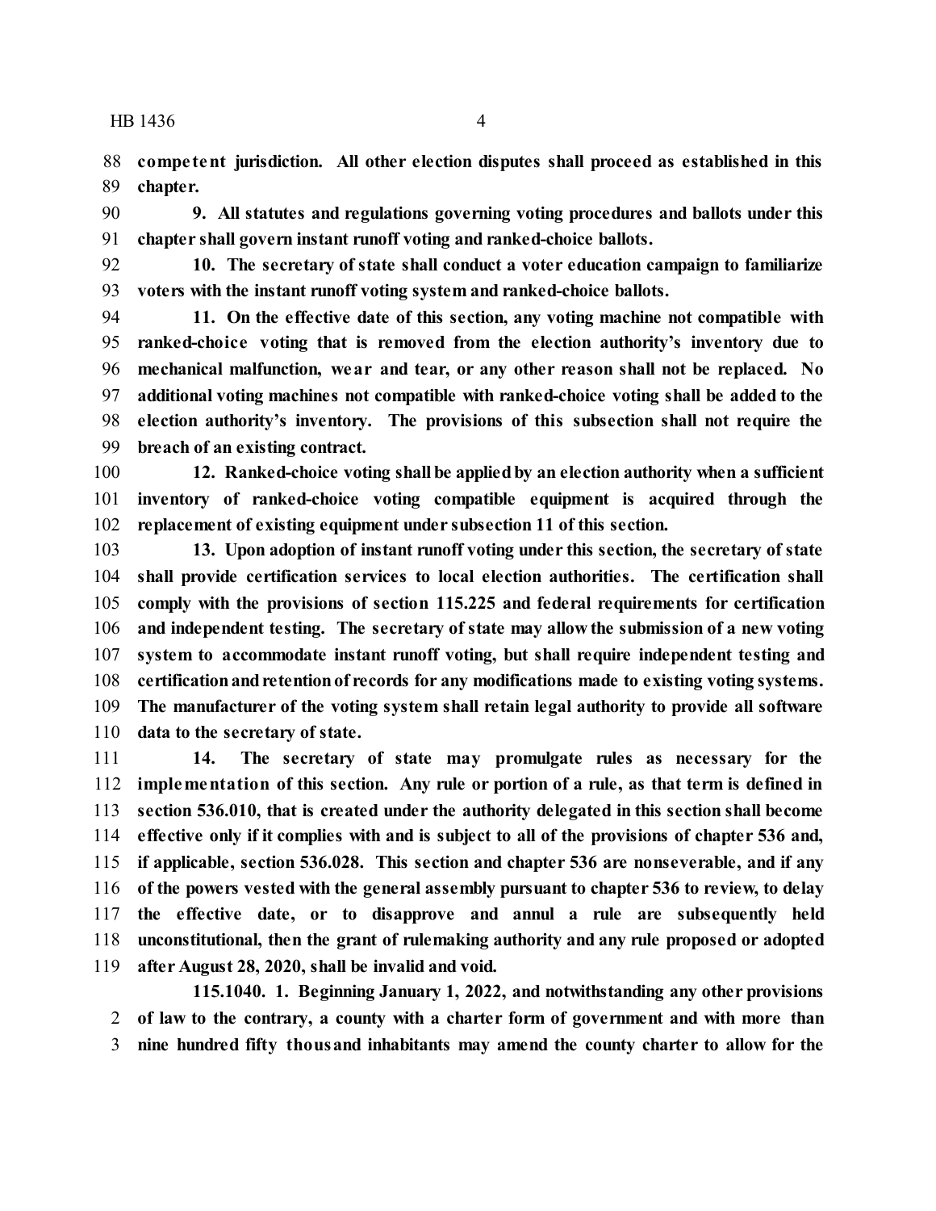**competent jurisdiction. All other election disputes shall proceed as established in this chapter.**

**9. All statutes and regulations governing voting procedures and ballots under this chapter shall govern instant runoff voting and ranked-choice ballots.**

**10. The secretary of state shall conduct a voter education campaign to familiarize voters with the instant runoff voting system and ranked-choice ballots.**

**11. On the effective date of this section, any voting machine not compatible with ranked-choice voting that is removed from the election authority's inventory due to mechanical malfunction, wear and tear, or any other reason shall not be replaced. No additional voting machines not compatible with ranked-choice voting shall be added to the election authority's inventory. The provisions of this subsection shall not require the breach of an existing contract.**

**12. Ranked-choice voting shall be applied by an election authority when a sufficient inventory of ranked-choice voting compatible equipment is acquired through the replacement of existing equipment under subsection 11 of this section.**

**13. Upon adoption of instant runoff voting under this section, the secretary of state shall provide certification services to local election authorities. The certification shall comply with the provisions of section 115.225 and federal requirements for certification and independent testing. The secretary of state may allow the submission of a new voting system to accommodate instant runoff voting, but shall require independent testing and certification and retention of records for any modifications made to existing voting systems. The manufacturer of the voting system shall retain legal authority to provide all software data to the secretary of state.**

**14. The secretary of state may promulgate rules as necessary for the implementation of this section. Any rule or portion of a rule, as that term is defined in section 536.010, that is created under the authority delegated in this section shall become effective only if it complies with and is subject to all of the provisions of chapter 536 and, if applicable, section 536.028. This section and chapter 536 are nonseverable, and if any of the powers vested with the general assembly pursuant to chapter 536 to review, to delay the effective date, or to disapprove and annul a rule are subsequently held unconstitutional, then the grant of rulemaking authority and any rule proposed or adopted after August 28, 2020, shall be invalid and void.**

**115.1040. 1. Beginning January 1, 2022, and notwithstanding any other provisions of law to the contrary, a county with a charter form of government and with more than nine hundred fifty thousand inhabitants may amend the county charter to allow for the**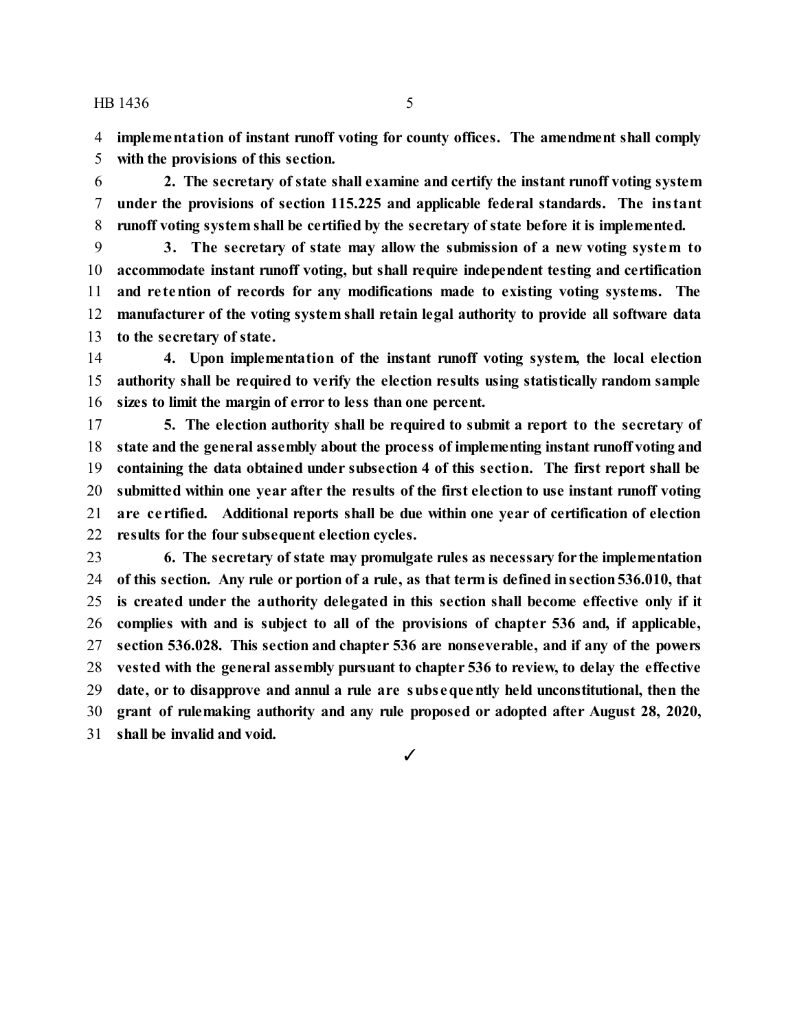**implementation of instant runoff voting for county offices. The amendment shall comply with the provisions of this section.**

**2. The secretary of state shall examine and certify the instant runoff voting system under the provisions of section 115.225 and applicable federal standards. The instant runoff voting system shall be certified by the secretary of state before it is implemented.**

**3. The secretary of state may allow the submission of a new voting system to accommodate instant runoff voting, but shall require independent testing and certification and retention of records for any modifications made to existing voting systems. The manufacturer of the voting system shall retain legal authority to provide all software data to the secretary of state.**

**4. Upon implementation of the instant runoff voting system, the local election authority shall be required to verify the election results using statistically random sample sizes to limit the margin of error to less than one percent.**

**5. The election authority shall be required to submit a report to the secretary of state and the general assembly about the process of implementing instant runoff voting and containing the data obtained under subsection 4 of this section. The first report shall be submitted within one year after the results of the first election to use instant runoff voting are certified. Additional reports shall be due within one year of certification of election results for the four subsequent election cycles.**

**6. The secretary of state may promulgate rules as necessary for the implementation of this section. Any rule or portion of a rule, as that term is defined in section 536.010, that is created under the authority delegated in this section shall become effective only if it complies with and is subject to all of the provisions of chapter 536 and, if applicable, section 536.028. This section and chapter 536 are nonseverable, and if any of the powers vested with the general assembly pursuant to chapter 536 to review, to delay the effective date, or to disapprove and annul a rule are subsequently held unconstitutional, then the grant of rulemaking authority and any rule proposed or adopted after August 28, 2020, shall be invalid and void.**

✓